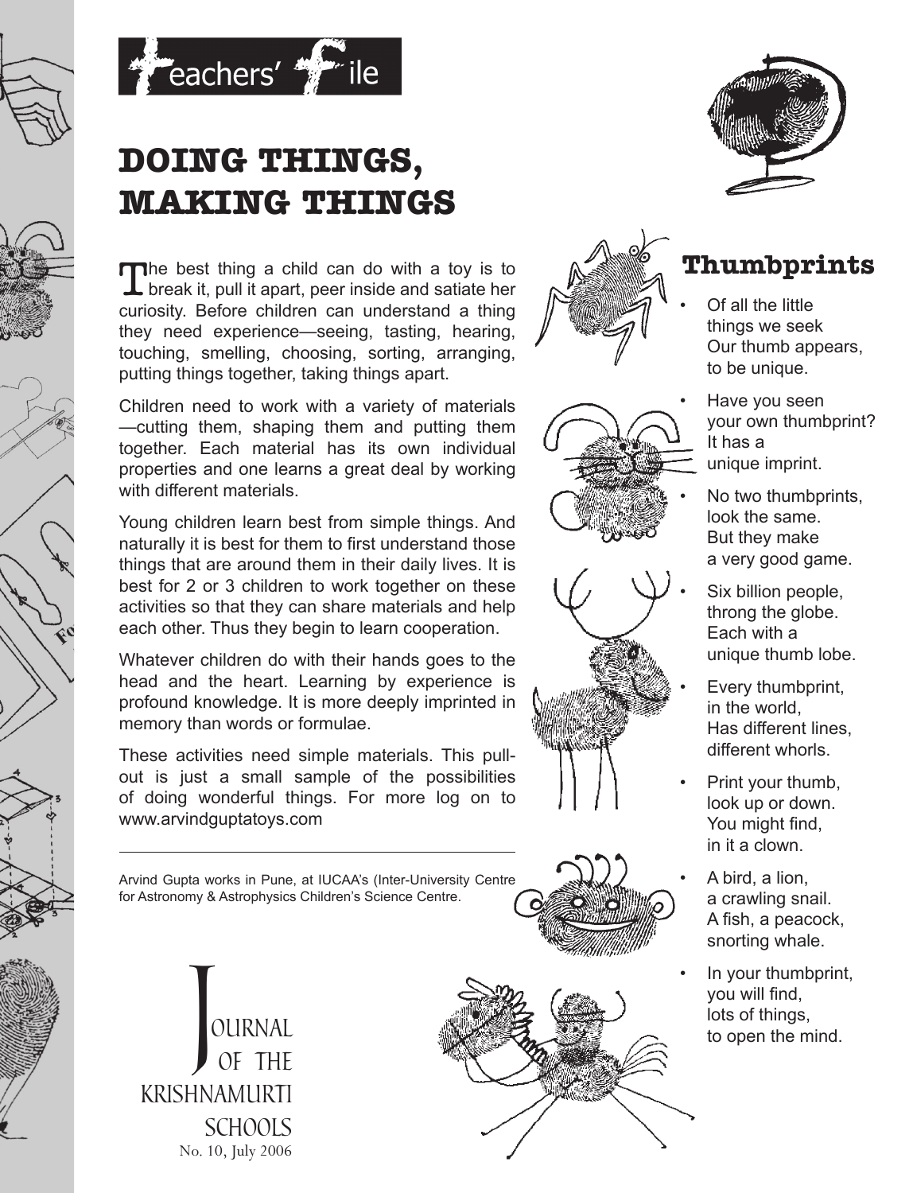Teachers' File

# DOING THINGS, MAKING THINGS

The best thing a child can do with a toy is to break it, pull it apart, peer inside and satiate her curiosity. Before children can understand a thing they need experience—seeing, tasting, hearing, touching, smelling, choosing, sorting, arranging, putting things together, taking things apart.

Children need to work with a variety of materials —cutting them, shaping them and putting them together. Each material has its own individual properties and one learns a great deal by working with different materials.

Young children learn best from simple things. And naturally it is best for them to first understand those things that are around them in their daily lives. It is best for 2 or 3 children to work together on these activities so that they can share materials and help each other. Thus they begin to learn cooperation.

Whatever children do with their hands goes to the head and the heart. Learning by experience is profound knowledge. It is more deeply imprinted in memory than words or formulae.

These activities need simple materials. This pull-out is just a small sample of the possibilities of doing wonderful things. For more log on to www.arvindguptatoys.com

---

Arvind Gupta works in Pune, at IUCAA's (Inter-University Centre for Astronomy & Astrophysics Children's Science Centre.

Journal of the Krishnamurti Schools
No. 10, July 2006

## Thumbprints

- Of all the little things we seek Our thumb appears, to be unique.
- Have you seen your own thumbprint? It has a unique imprint.
- No two thumbprints, look the same. But they make a very good game.
- Six billion people, throng the globe. Each with a unique thumb lobe.
- Every thumbprint, in the world, Has different lines, different whorls.
- Print your thumb, look up or down. You might find, in it a clown.
- A bird, a lion, a crawling snail. A fish, a peacock, snorting whale.
- In your thumbprint, you will find, lots of things, to open the mind.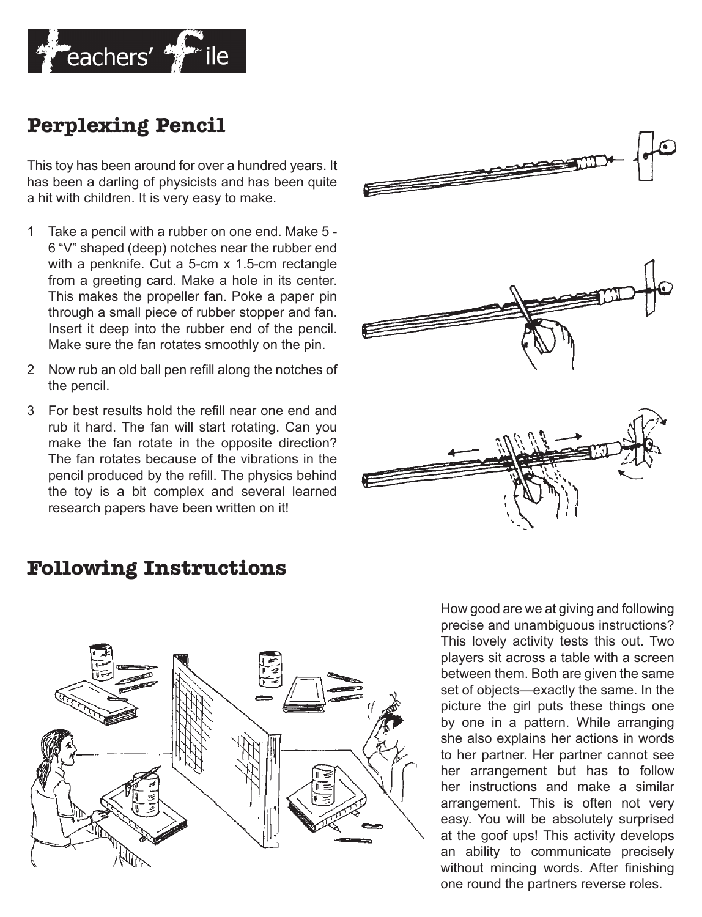# Teachers' File

## Perplexing Pencil

This toy has been around for over a hundred years. It has been a darling of physicists and has been quite a hit with children. It is very easy to make.

1. Take a pencil with a rubber on one end. Make 5 - 6 "V" shaped (deep) notches near the rubber end with a penknife. Cut a 5-cm x 1.5-cm rectangle from a greeting card. Make a hole in its center. This makes the propeller fan. Poke a paper pin through a small piece of rubber stopper and fan. Insert it deep into the rubber end of the pencil. Make sure the fan rotates smoothly on the pin.
2. Now rub an old ball pen refill along the notches of the pencil.
3. For best results hold the refill near one end and rub it hard. The fan will start rotating. Can you make the fan rotate in the opposite direction? The fan rotates because of the vibrations in the pencil produced by the refill. The physics behind the toy is a bit complex and several learned research papers have been written on it!

## Following Instructions

How good are we at giving and following precise and unambiguous instructions? This lovely activity tests this out. Two players sit across a table with a screen between them. Both are given the same set of objects—exactly the same. In the picture the girl puts these things one by one in a pattern. While arranging she also explains her actions in words to her partner. Her partner cannot see her arrangement but has to follow her instructions and make a similar arrangement. This is often not very easy. You will be absolutely surprised at the goof ups! This activity develops an ability to communicate precisely without mincing words. After finishing one round the partners reverse roles.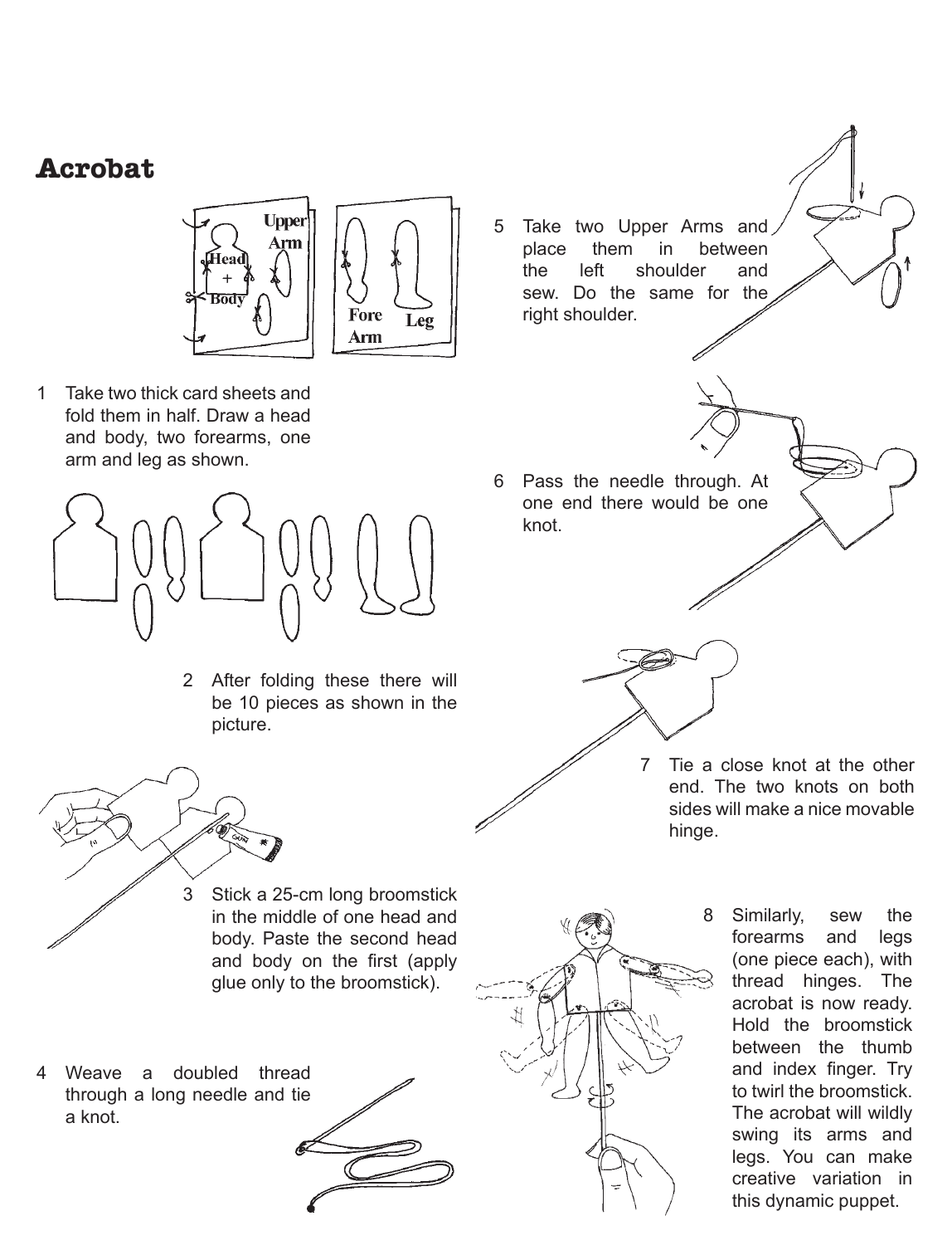# Acrobat

1. Take two thick card sheets and fold them in half. Draw a head and body, two forearms, one arm and leg as shown.

2. After folding these there will be 10 pieces as shown in the picture.

3. Stick a 25-cm long broomstick in the middle of one head and body. Paste the second head and body on the first (apply glue only to the broomstick).

4. Weave a doubled thread through a long needle and tie a knot.

5. Take two Upper Arms and place them in between the left shoulder and sew. Do the same for the right shoulder.

6. Pass the needle through. At one end there would be one knot.

7. Tie a close knot at the other end. The two knots on both sides will make a nice movable hinge.

8. Similarly, sew the forearms and legs (one piece each), with thread hinges. The acrobat is now ready. Hold the broomstick between the thumb and index finger. Try to twirl the broomstick. The acrobat will wildly swing its arms and legs. You can make creative variation in this dynamic puppet.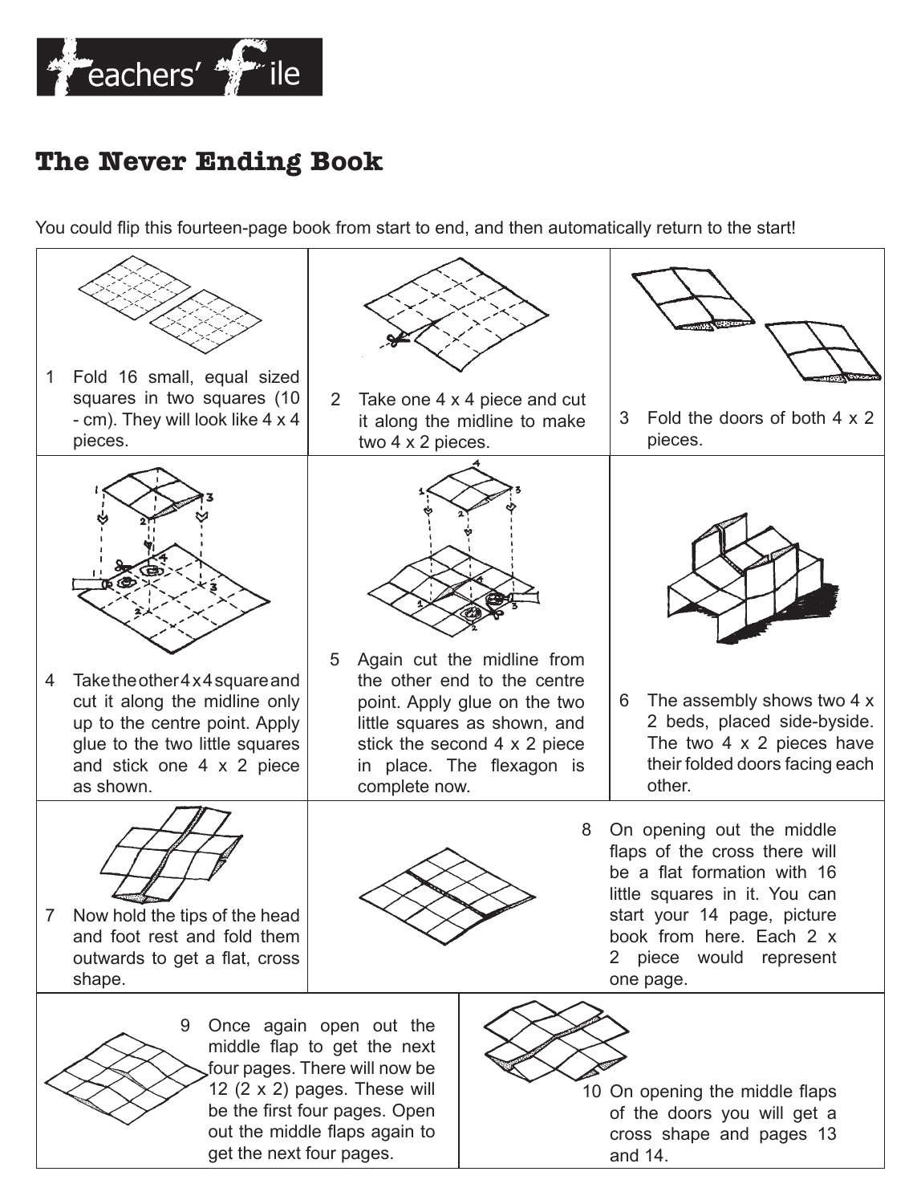# The Never Ending Book

You could flip this fourteen-page book from start to end, and then automatically return to the start!

1. Fold 16 small, equal sized squares in two squares (10 - cm). They will look like 4 x 4 pieces.

2. Take one 4 x 4 piece and cut it along the midline to make two 4 x 2 pieces.

3. Fold the doors of both 4 x 2 pieces.

4. Take the other 4 x 4 square and cut it along the midline only up to the centre point. Apply glue to the two little squares and stick one 4 x 2 piece as shown.

5. Again cut the midline from the other end to the centre point. Apply glue on the two little squares as shown, and stick the second 4 x 2 piece in place. The flexagon is complete now.

6. The assembly shows two 4 x 2 beds, placed side-byside. The two 4 x 2 pieces have their folded doors facing each other.

7. Now hold the tips of the head and foot rest and fold them outwards to get a flat, cross shape.

8. On opening out the middle flaps of the cross there will be a flat formation with 16 little squares in it. You can start your 14 page, picture book from here. Each 2 x 2 piece would represent one page.

9. Once again open out the middle flap to get the next four pages. There will now be 12 (2 x 2) pages. These will be the first four pages. Open out the middle flaps again to get the next four pages.

10. On opening the middle flaps of the doors you will get a cross shape and pages 13 and 14.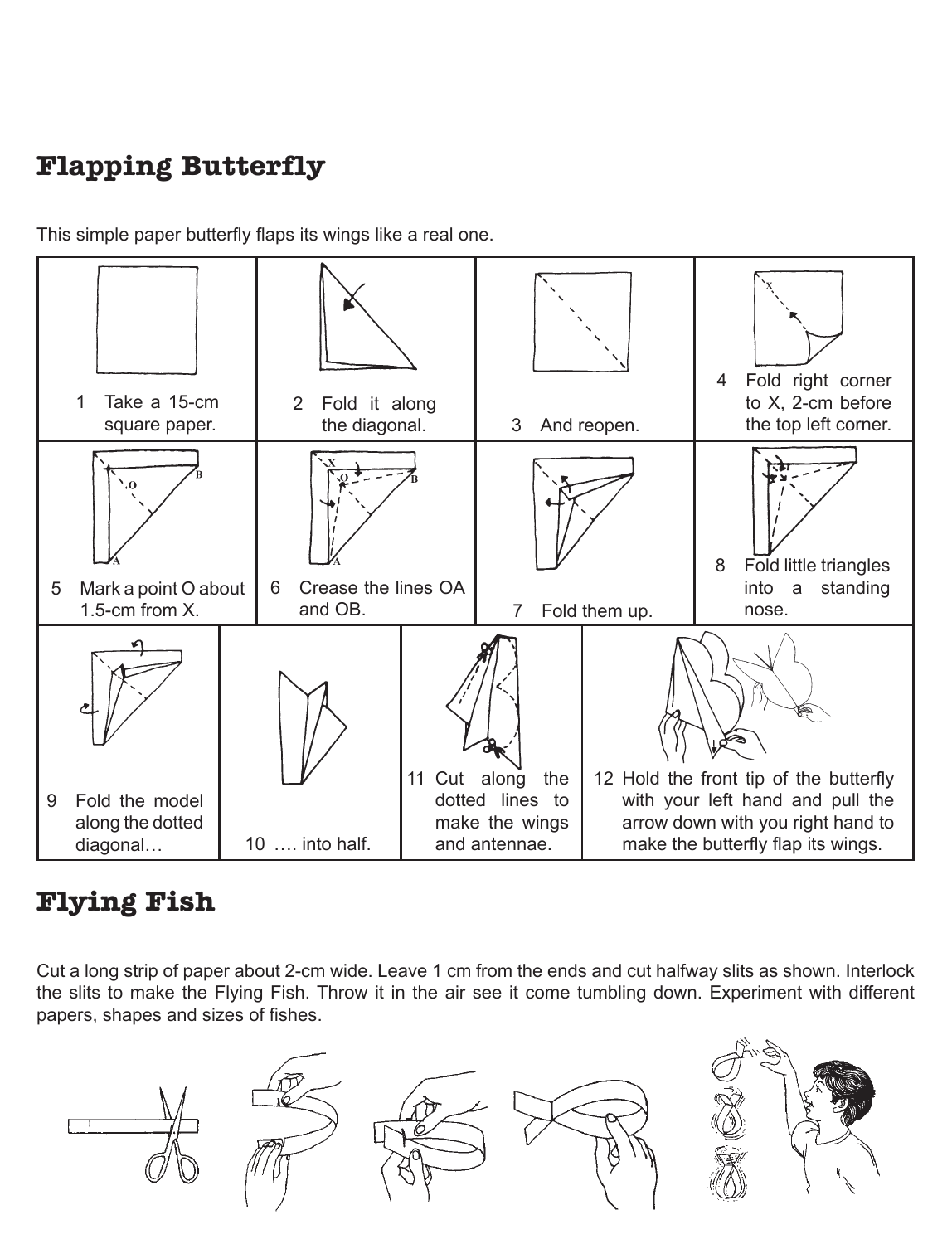## Flapping Butterfly

This simple paper butterfly flaps its wings like a real one.

1. Take a 15-cm square paper.
2. Fold it along the diagonal.
3. And reopen.
4. Fold right corner to X, 2-cm before the top left corner.
5. Mark a point O about 1.5-cm from X.
6. Crease the lines OA and OB.
7. Fold them up.
8. Fold little triangles into a standing nose.
9. Fold the model along the dotted diagonal…
10. …. into half.
11. Cut along the dotted lines to make the wings and antennae.
12. Hold the front tip of the butterfly with your left hand and pull the arrow down with you right hand to make the butterfly flap its wings.

## Flying Fish

Cut a long strip of paper about 2-cm wide. Leave 1 cm from the ends and cut halfway slits as shown. Interlock the slits to make the Flying Fish. Throw it in the air see it come tumbling down. Experiment with different papers, shapes and sizes of fishes.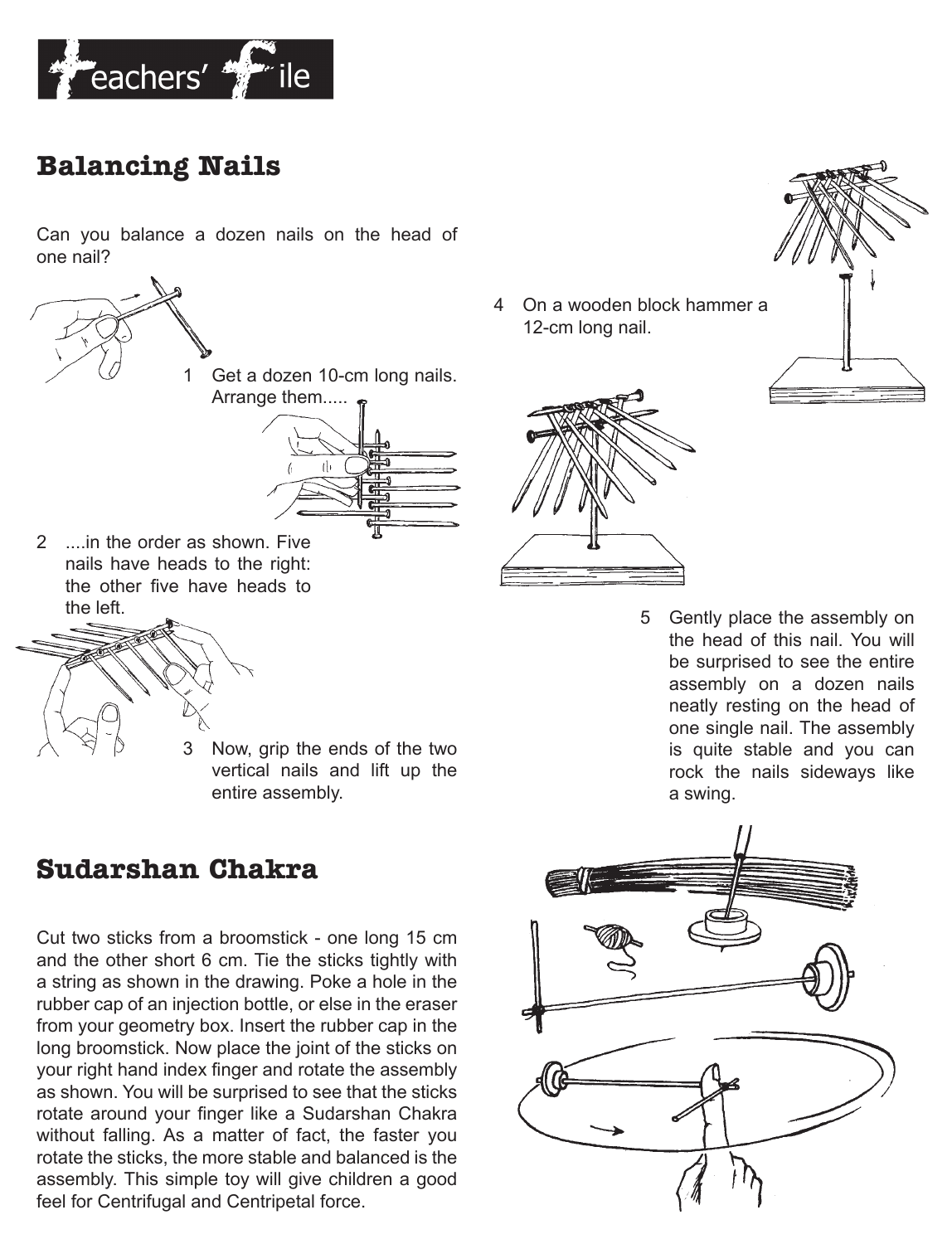# Teachers' File

## Balancing Nails

Can you balance a dozen nails on the head of one nail?

1. Get a dozen 10-cm long nails. Arrange them.....

2. ....in the order as shown. Five nails have heads to the right: the other five have heads to the left.

3. Now, grip the ends of the two vertical nails and lift up the entire assembly.

4. On a wooden block hammer a 12-cm long nail.

5. Gently place the assembly on the head of this nail. You will be surprised to see the entire assembly on a dozen nails neatly resting on the head of one single nail. The assembly is quite stable and you can rock the nails sideways like a swing.

## Sudarshan Chakra

Cut two sticks from a broomstick - one long 15 cm and the other short 6 cm. Tie the sticks tightly with a string as shown in the drawing. Poke a hole in the rubber cap of an injection bottle, or else in the eraser from your geometry box. Insert the rubber cap in the long broomstick. Now place the joint of the sticks on your right hand index finger and rotate the assembly as shown. You will be surprised to see that the sticks rotate around your finger like a Sudarshan Chakra without falling. As a matter of fact, the faster you rotate the sticks, the more stable and balanced is the assembly. This simple toy will give children a good feel for Centrifugal and Centripetal force.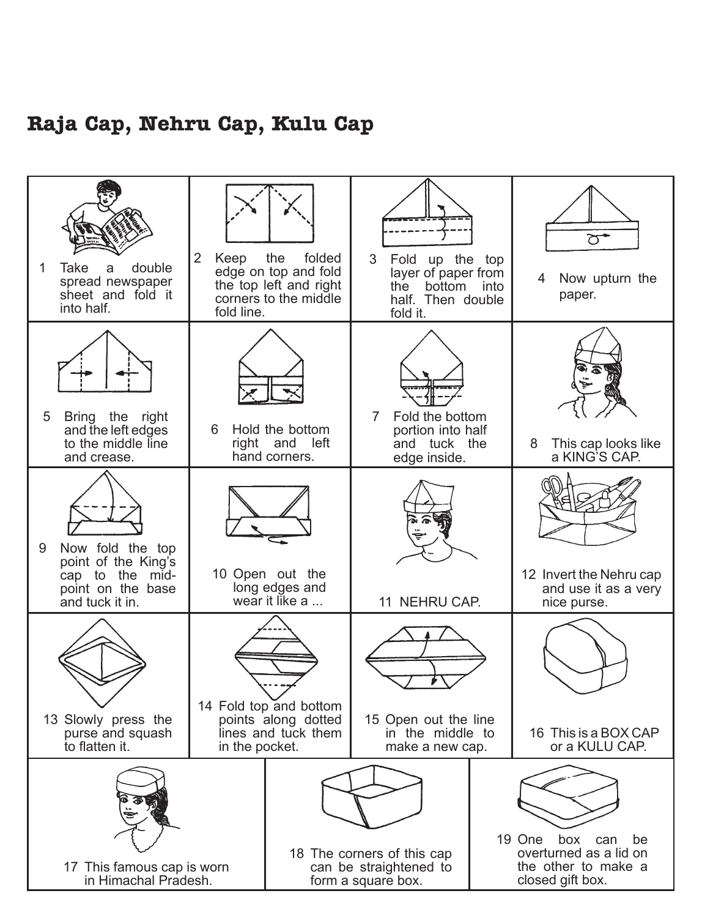# Raja Cap, Nehru Cap, Kulu Cap

1 Take a double spread newspaper sheet and fold it into half.

2 Keep the folded edge on top and fold the top left and right corners to the middle fold line.

3 Fold up the top layer of paper from the bottom into half. Then double fold it.

4 Now upturn the paper.

5 Bring the right and the left edges to the middle line and crease.

6 Hold the bottom right and left hand corners.

7 Fold the bottom portion into half and tuck the edge inside.

8 This cap looks like a KING'S CAP.

9 Now fold the top point of the King's cap to the mid-point on the base and tuck it in.

10 Open out the long edges and wear it like a ...

11 NEHRU CAP.

12 Invert the Nehru cap and use it as a very nice purse.

13 Slowly press the purse and squash to flatten it.

14 Fold top and bottom points along dotted lines and tuck them in the pocket.

15 Open out the line in the middle to make a new cap.

16 This is a BOX CAP or a KULU CAP.

17 This famous cap is worn in Himachal Pradesh.

18 The corners of this cap can be straightened to form a square box.

19 One box can be overturned as a lid on the other to make a closed gift box.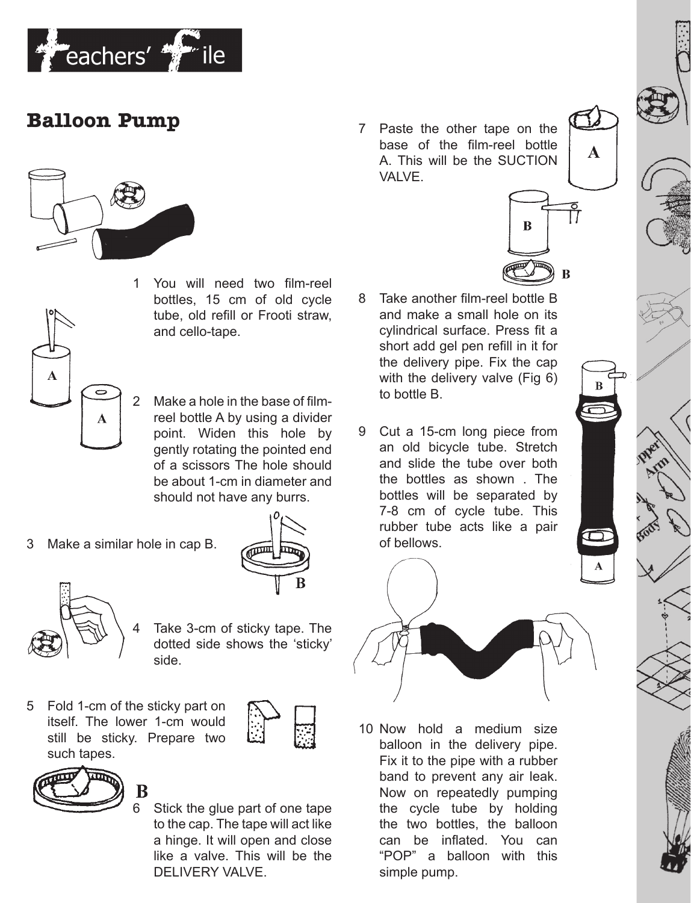# Balloon Pump

1. You will need two film-reel bottles, 15 cm of old cycle tube, old refill or Frooti straw, and cello-tape.

2. Make a hole in the base of film-reel bottle A by using a divider point. Widen this hole by gently rotating the pointed end of a scissors The hole should be about 1-cm in diameter and should not have any burrs.

3. Make a similar hole in cap B.

4. Take 3-cm of sticky tape. The dotted side shows the 'sticky' side.

5. Fold 1-cm of the sticky part on itself. The lower 1-cm would still be sticky. Prepare two such tapes.

6. Stick the glue part of one tape to the cap. The tape will act like a hinge. It will open and close like a valve. This will be the DELIVERY VALVE.

7. Paste the other tape on the base of the film-reel bottle A. This will be the SUCTION VALVE.

8. Take another film-reel bottle B and make a small hole on its cylindrical surface. Press fit a short add gel pen refill in it for the delivery pipe. Fix the cap with the delivery valve (Fig 6) to bottle B.

9. Cut a 15-cm long piece from an old bicycle tube. Stretch and slide the tube over both the bottles as shown . The bottles will be separated by 7-8 cm of cycle tube. This rubber tube acts like a pair of bellows.

10. Now hold a medium size balloon in the delivery pipe. Fix it to the pipe with a rubber band to prevent any air leak. Now on repeatedly pumping the cycle tube by holding the two bottles, the balloon can be inflated. You can "POP" a balloon with this simple pump.